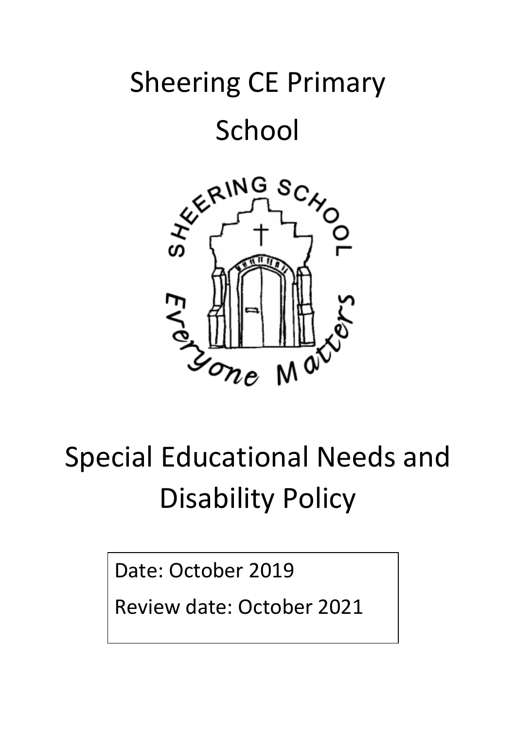# Sheering CE Primary School

# Special Educational Needs and Disability Policy

Date: October 2019

Review date: October 2021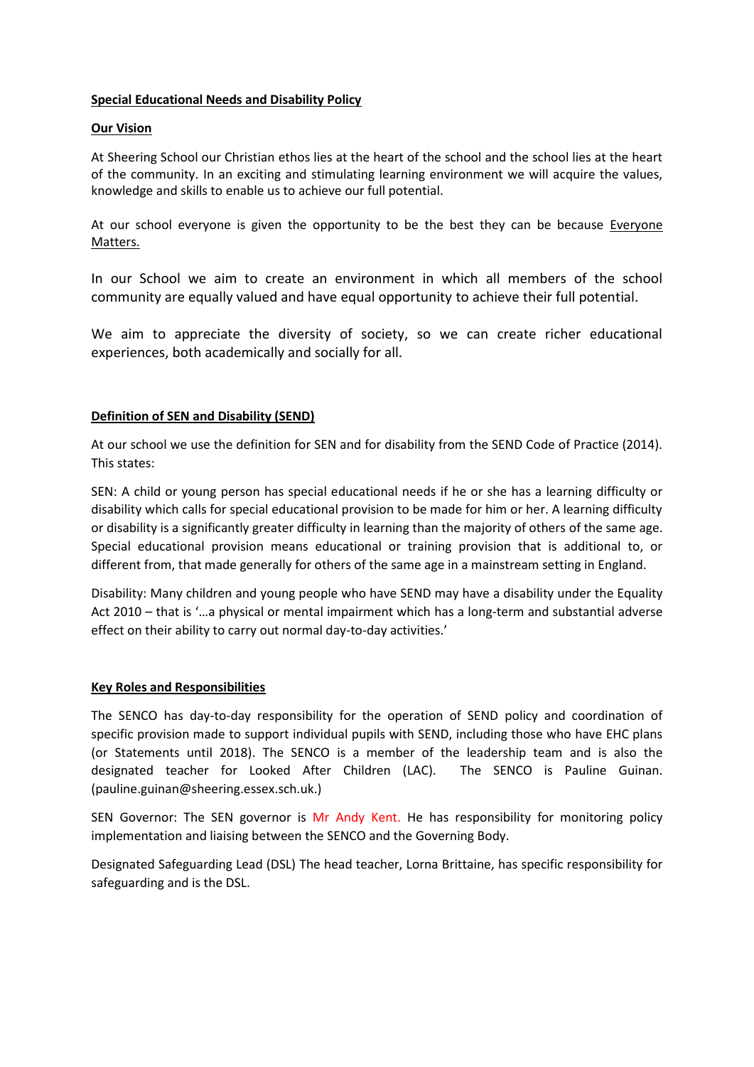## Special Educational Needs and Disability Policy

### Our Vision

At Sheering School our Christian ethos lies at the heart of the school and the school lies at the heart of the community. In an exciting and stimulating learning environment we will acquire the values, knowledge and skills to enable us to achieve our full potential.

At our school everyone is given the opportunity to be the best they can be because Everyone Matters.

In our School we aim to create an environment in which all members of the school community are equally valued and have equal opportunity to achieve their full potential.

We aim to appreciate the diversity of society, so we can create richer educational experiences, both academically and socially for all.

### Definition of SEN and Disability (SEND)

At our school we use the definition for SEN and for disability from the SEND Code of Practice (2014). This states:

SEN: A child or young person has special educational needs if he or she has a learning difficulty or disability which calls for special educational provision to be made for him or her. A learning difficulty or disability is a significantly greater difficulty in learning than the majority of others of the same age. Special educational provision means educational or training provision that is additional to, or different from, that made generally for others of the same age in a mainstream setting in England.

Disability: Many children and young people who have SEND may have a disability under the Equality Act 2010 – that is '…a physical or mental impairment which has a long-term and substantial adverse effect on their ability to carry out normal day-to-day activities.'

### Key Roles and Responsibilities

The SENCO has day-to-day responsibility for the operation of SEND policy and coordination of specific provision made to support individual pupils with SEND, including those who have EHC plans (or Statements until 2018). The SENCO is a member of the leadership team and is also the designated teacher for Looked After Children (LAC). The SENCO is Pauline Guinan. (pauline.guinan@sheering.essex.sch.uk.)

SEN Governor: The SEN governor is Mr Andy Kent. He has responsibility for monitoring policy implementation and liaising between the SENCO and the Governing Body.

Designated Safeguarding Lead (DSL) The head teacher, Lorna Brittaine, has specific responsibility for safeguarding and is the DSL.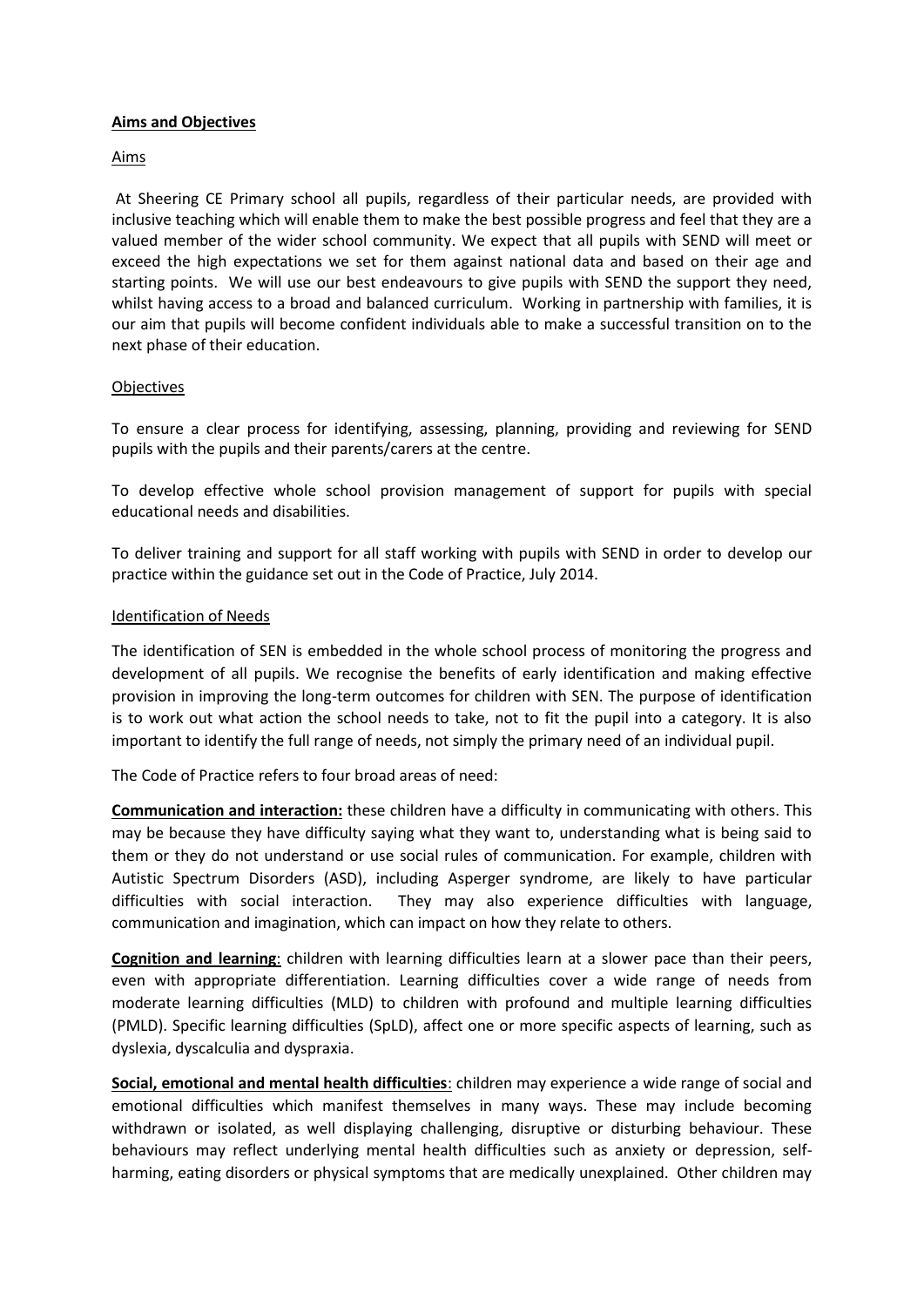## Aims and Objectives

### Aims

At Sheering CE Primary school all pupils, regardless of their particular needs, are provided with inclusive teaching which will enable them to make the best possible progress and feel that they are a valued member of the wider school community. We expect that all pupils with SEND will meet or exceed the high expectations we set for them against national data and based on their age and starting points. We will use our best endeavours to give pupils with SEND the support they need, whilst having access to a broad and balanced curriculum. Working in partnership with families, it is our aim that pupils will become confident individuals able to make a successful transition on to the next phase of their education.

### Objectives

To ensure a clear process for identifying, assessing, planning, providing and reviewing for SEND pupils with the pupils and their parents/carers at the centre.

To develop effective whole school provision management of support for pupils with special educational needs and disabilities.

To deliver training and support for all staff working with pupils with SEND in order to develop our practice within the guidance set out in the Code of Practice, July 2014.

### Identification of Needs

The identification of SEN is embedded in the whole school process of monitoring the progress and development of all pupils. We recognise the benefits of early identification and making effective provision in improving the long-term outcomes for children with SEN. The purpose of identification is to work out what action the school needs to take, not to fit the pupil into a category. It is also important to identify the full range of needs, not simply the primary need of an individual pupil.

The Code of Practice refers to four broad areas of need:

**Communication and interaction:** these children have a difficulty in communicating with others. This may be because they have difficulty saying what they want to, understanding what is being said to them or they do not understand or use social rules of communication. For example, children with Autistic Spectrum Disorders (ASD), including Asperger syndrome, are likely to have particular difficulties with social interaction. They may also experience difficulties with language, communication and imagination, which can impact on how they relate to others.

**Cognition and learning**: children with learning difficulties learn at a slower pace than their peers, even with appropriate differentiation. Learning difficulties cover a wide range of needs from moderate learning difficulties (MLD) to children with profound and multiple learning difficulties (PMLD). Specific learning difficulties (SpLD), affect one or more specific aspects of learning, such as dyslexia, dyscalculia and dyspraxia.

**Social, emotional and mental health difficulties**: children may experience a wide range of social and emotional difficulties which manifest themselves in many ways. These may include becoming withdrawn or isolated, as well displaying challenging, disruptive or disturbing behaviour. These behaviours may reflect underlying mental health difficulties such as anxiety or depression, self-harming, eating disorders or physical symptoms that are medically unexplained. Other children may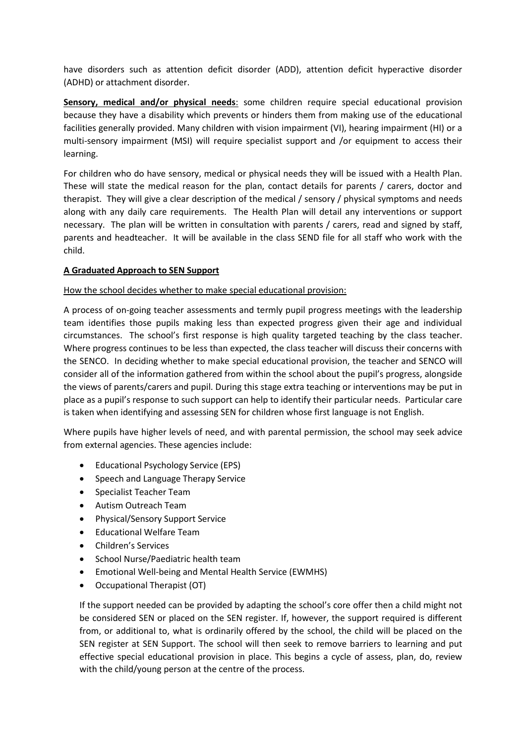have disorders such as attention deficit disorder (ADD), attention deficit hyperactive disorder (ADHD) or attachment disorder.

**Sensory, medical and/or physical needs**: some children require special educational provision because they have a disability which prevents or hinders them from making use of the educational facilities generally provided. Many children with vision impairment (VI), hearing impairment (HI) or a multi-sensory impairment (MSI) will require specialist support and /or equipment to access their learning.

For children who do have sensory, medical or physical needs they will be issued with a Health Plan. These will state the medical reason for the plan, contact details for parents / carers, doctor and therapist. They will give a clear description of the medical / sensory / physical symptoms and needs along with any daily care requirements. The Health Plan will detail any interventions or support necessary. The plan will be written in consultation with parents / carers, read and signed by staff, parents and headteacher. It will be available in the class SEND file for all staff who work with the child.

**A Graduated Approach to SEN Support**

How the school decides whether to make special educational provision:

A process of on-going teacher assessments and termly pupil progress meetings with the leadership team identifies those pupils making less than expected progress given their age and individual circumstances. The school's first response is high quality targeted teaching by the class teacher. Where progress continues to be less than expected, the class teacher will discuss their concerns with the SENCO. In deciding whether to make special educational provision, the teacher and SENCO will consider all of the information gathered from within the school about the pupil's progress, alongside the views of parents/carers and pupil. During this stage extra teaching or interventions may be put in place as a pupil's response to such support can help to identify their particular needs. Particular care is taken when identifying and assessing SEN for children whose first language is not English.

Where pupils have higher levels of need, and with parental permission, the school may seek advice from external agencies. These agencies include:

- Educational Psychology Service (EPS)
- Speech and Language Therapy Service
- Specialist Teacher Team
- Autism Outreach Team
- Physical/Sensory Support Service
- Educational Welfare Team
- Children's Services
- School Nurse/Paediatric health team
- Emotional Well-being and Mental Health Service (EWMHS)
- Occupational Therapist (OT)

If the support needed can be provided by adapting the school's core offer then a child might not be considered SEN or placed on the SEN register. If, however, the support required is different from, or additional to, what is ordinarily offered by the school, the child will be placed on the SEN register at SEN Support. The school will then seek to remove barriers to learning and put effective special educational provision in place. This begins a cycle of assess, plan, do, review with the child/young person at the centre of the process.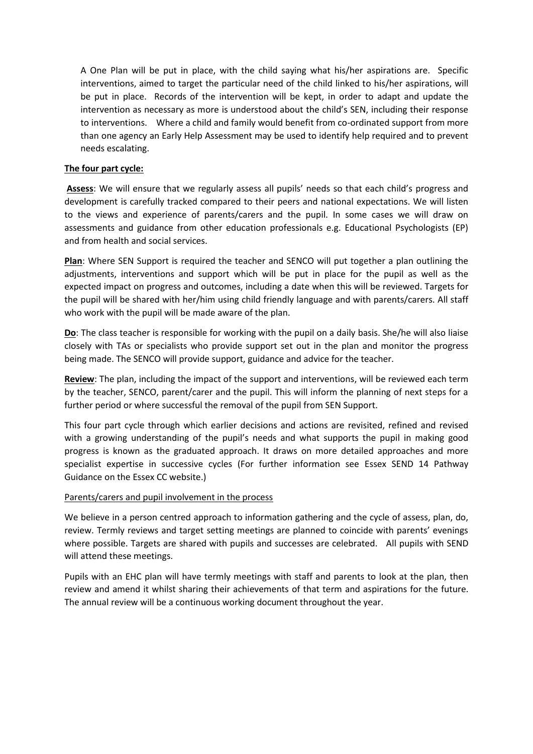A One Plan will be put in place, with the child saying what his/her aspirations are. Specific interventions, aimed to target the particular need of the child linked to his/her aspirations, will be put in place. Records of the intervention will be kept, in order to adapt and update the intervention as necessary as more is understood about the child's SEN, including their response to interventions. Where a child and family would benefit from co-ordinated support from more than one agency an Early Help Assessment may be used to identify help required and to prevent needs escalating.

**The four part cycle:**

**Assess**: We will ensure that we regularly assess all pupils' needs so that each child's progress and development is carefully tracked compared to their peers and national expectations. We will listen to the views and experience of parents/carers and the pupil. In some cases we will draw on assessments and guidance from other education professionals e.g. Educational Psychologists (EP) and from health and social services.

**Plan**: Where SEN Support is required the teacher and SENCO will put together a plan outlining the adjustments, interventions and support which will be put in place for the pupil as well as the expected impact on progress and outcomes, including a date when this will be reviewed. Targets for the pupil will be shared with her/him using child friendly language and with parents/carers. All staff who work with the pupil will be made aware of the plan.

**Do**: The class teacher is responsible for working with the pupil on a daily basis. She/he will also liaise closely with TAs or specialists who provide support set out in the plan and monitor the progress being made. The SENCO will provide support, guidance and advice for the teacher.

**Review**: The plan, including the impact of the support and interventions, will be reviewed each term by the teacher, SENCO, parent/carer and the pupil. This will inform the planning of next steps for a further period or where successful the removal of the pupil from SEN Support.

This four part cycle through which earlier decisions and actions are revisited, refined and revised with a growing understanding of the pupil's needs and what supports the pupil in making good progress is known as the graduated approach. It draws on more detailed approaches and more specialist expertise in successive cycles (For further information see Essex SEND 14 Pathway Guidance on the Essex CC website.)

Parents/carers and pupil involvement in the process

We believe in a person centred approach to information gathering and the cycle of assess, plan, do, review. Termly reviews and target setting meetings are planned to coincide with parents' evenings where possible. Targets are shared with pupils and successes are celebrated. All pupils with SEND will attend these meetings.

Pupils with an EHC plan will have termly meetings with staff and parents to look at the plan, then review and amend it whilst sharing their achievements of that term and aspirations for the future. The annual review will be a continuous working document throughout the year.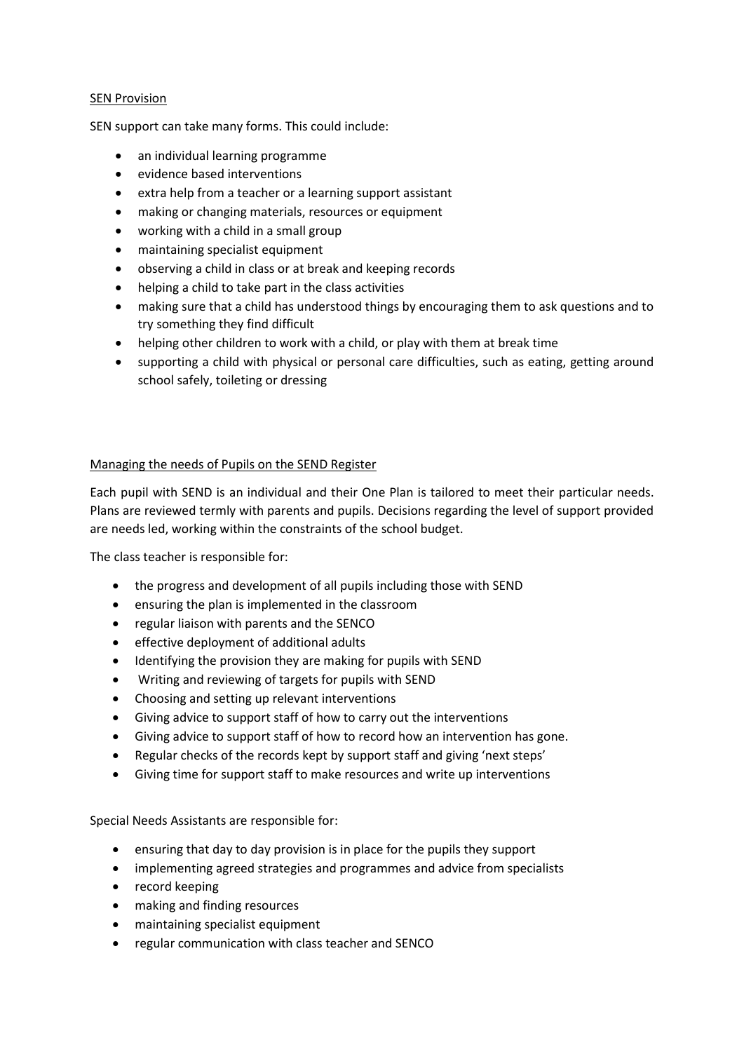## SEN Provision

SEN support can take many forms. This could include:

- an individual learning programme
- evidence based interventions
- extra help from a teacher or a learning support assistant
- making or changing materials, resources or equipment
- working with a child in a small group
- maintaining specialist equipment
- observing a child in class or at break and keeping records
- helping a child to take part in the class activities
- making sure that a child has understood things by encouraging them to ask questions and to try something they find difficult
- helping other children to work with a child, or play with them at break time
- supporting a child with physical or personal care difficulties, such as eating, getting around school safely, toileting or dressing

## Managing the needs of Pupils on the SEND Register

Each pupil with SEND is an individual and their One Plan is tailored to meet their particular needs. Plans are reviewed termly with parents and pupils. Decisions regarding the level of support provided are needs led, working within the constraints of the school budget.

The class teacher is responsible for:

- the progress and development of all pupils including those with SEND
- ensuring the plan is implemented in the classroom
- regular liaison with parents and the SENCO
- effective deployment of additional adults
- Identifying the provision they are making for pupils with SEND
- Writing and reviewing of targets for pupils with SEND
- Choosing and setting up relevant interventions
- Giving advice to support staff of how to carry out the interventions
- Giving advice to support staff of how to record how an intervention has gone.
- Regular checks of the records kept by support staff and giving 'next steps'
- Giving time for support staff to make resources and write up interventions

Special Needs Assistants are responsible for:

- ensuring that day to day provision is in place for the pupils they support
- implementing agreed strategies and programmes and advice from specialists
- record keeping
- making and finding resources
- maintaining specialist equipment
- regular communication with class teacher and SENCO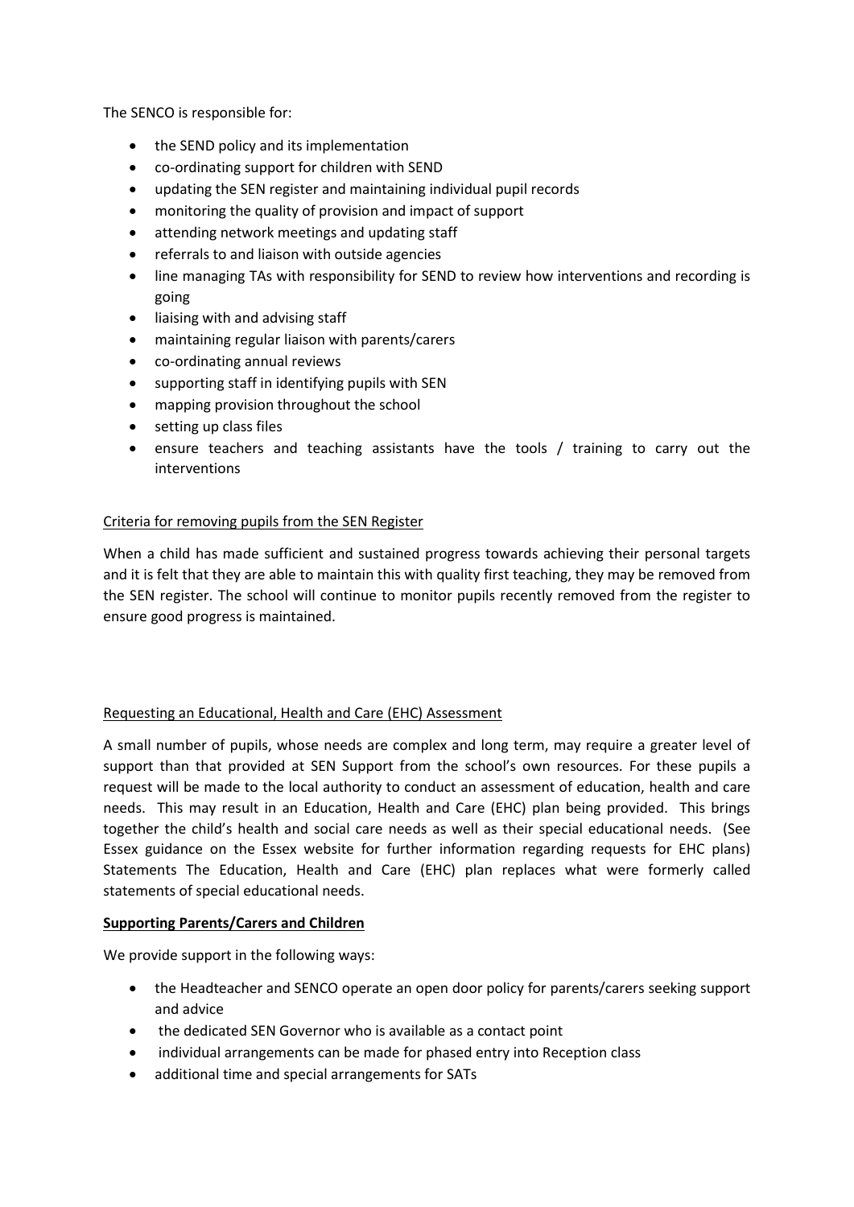The SENCO is responsible for:

- the SEND policy and its implementation
- co-ordinating support for children with SEND
- updating the SEN register and maintaining individual pupil records
- monitoring the quality of provision and impact of support
- attending network meetings and updating staff
- referrals to and liaison with outside agencies
- line managing TAs with responsibility for SEND to review how interventions and recording is going
- liaising with and advising staff
- maintaining regular liaison with parents/carers
- co-ordinating annual reviews
- supporting staff in identifying pupils with SEN
- mapping provision throughout the school
- setting up class files
- ensure teachers and teaching assistants have the tools / training to carry out the interventions

<u>Criteria for removing pupils from the SEN Register</u>

When a child has made sufficient and sustained progress towards achieving their personal targets and it is felt that they are able to maintain this with quality first teaching, they may be removed from the SEN register. The school will continue to monitor pupils recently removed from the register to ensure good progress is maintained.

<u>Requesting an Educational, Health and Care (EHC) Assessment</u>

A small number of pupils, whose needs are complex and long term, may require a greater level of support than that provided at SEN Support from the school's own resources. For these pupils a request will be made to the local authority to conduct an assessment of education, health and care needs. This may result in an Education, Health and Care (EHC) plan being provided. This brings together the child's health and social care needs as well as their special educational needs. (See Essex guidance on the Essex website for further information regarding requests for EHC plans) Statements The Education, Health and Care (EHC) plan replaces what were formerly called statements of special educational needs.

**<u>Supporting Parents/Carers and Children</u>**

We provide support in the following ways:

- the Headteacher and SENCO operate an open door policy for parents/carers seeking support and advice
- the dedicated SEN Governor who is available as a contact point
- individual arrangements can be made for phased entry into Reception class
- additional time and special arrangements for SATs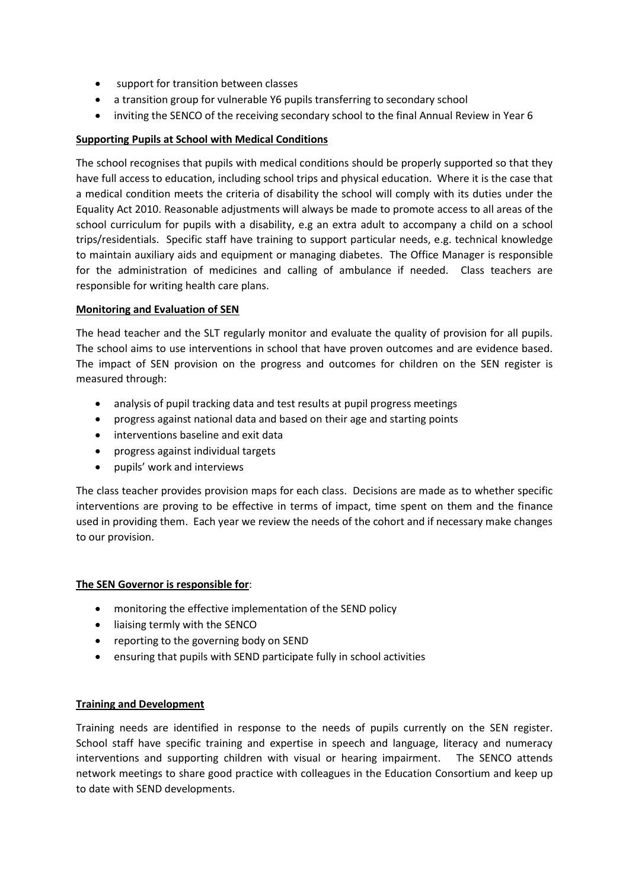- support for transition between classes
- a transition group for vulnerable Y6 pupils transferring to secondary school
- inviting the SENCO of the receiving secondary school to the final Annual Review in Year 6

**Supporting Pupils at School with Medical Conditions**

The school recognises that pupils with medical conditions should be properly supported so that they have full access to education, including school trips and physical education. Where it is the case that a medical condition meets the criteria of disability the school will comply with its duties under the Equality Act 2010. Reasonable adjustments will always be made to promote access to all areas of the school curriculum for pupils with a disability, e.g an extra adult to accompany a child on a school trips/residentials. Specific staff have training to support particular needs, e.g. technical knowledge to maintain auxiliary aids and equipment or managing diabetes. The Office Manager is responsible for the administration of medicines and calling of ambulance if needed. Class teachers are responsible for writing health care plans.

**Monitoring and Evaluation of SEN**

The head teacher and the SLT regularly monitor and evaluate the quality of provision for all pupils. The school aims to use interventions in school that have proven outcomes and are evidence based. The impact of SEN provision on the progress and outcomes for children on the SEN register is measured through:

- analysis of pupil tracking data and test results at pupil progress meetings
- progress against national data and based on their age and starting points
- interventions baseline and exit data
- progress against individual targets
- pupils' work and interviews

The class teacher provides provision maps for each class. Decisions are made as to whether specific interventions are proving to be effective in terms of impact, time spent on them and the finance used in providing them. Each year we review the needs of the cohort and if necessary make changes to our provision.

**The SEN Governor is responsible for**:

- monitoring the effective implementation of the SEND policy
- liaising termly with the SENCO
- reporting to the governing body on SEND
- ensuring that pupils with SEND participate fully in school activities

**Training and Development**

Training needs are identified in response to the needs of pupils currently on the SEN register. School staff have specific training and expertise in speech and language, literacy and numeracy interventions and supporting children with visual or hearing impairment. The SENCO attends network meetings to share good practice with colleagues in the Education Consortium and keep up to date with SEND developments.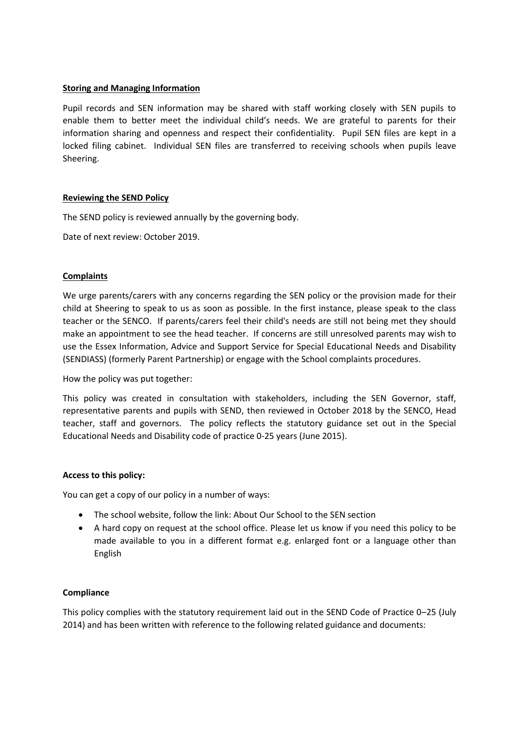**Storing and Managing Information**

Pupil records and SEN information may be shared with staff working closely with SEN pupils to enable them to better meet the individual child's needs. We are grateful to parents for their information sharing and openness and respect their confidentiality. Pupil SEN files are kept in a locked filing cabinet. Individual SEN files are transferred to receiving schools when pupils leave Sheering.

**Reviewing the SEND Policy**

The SEND policy is reviewed annually by the governing body.

Date of next review: October 2019.

**Complaints**

We urge parents/carers with any concerns regarding the SEN policy or the provision made for their child at Sheering to speak to us as soon as possible. In the first instance, please speak to the class teacher or the SENCO. If parents/carers feel their child's needs are still not being met they should make an appointment to see the head teacher. If concerns are still unresolved parents may wish to use the Essex Information, Advice and Support Service for Special Educational Needs and Disability (SENDIASS) (formerly Parent Partnership) or engage with the School complaints procedures.

How the policy was put together:

This policy was created in consultation with stakeholders, including the SEN Governor, staff, representative parents and pupils with SEND, then reviewed in October 2018 by the SENCO, Head teacher, staff and governors. The policy reflects the statutory guidance set out in the Special Educational Needs and Disability code of practice 0-25 years (June 2015).

**Access to this policy:**

You can get a copy of our policy in a number of ways:

- The school website, follow the link: About Our School to the SEN section
- A hard copy on request at the school office. Please let us know if you need this policy to be made available to you in a different format e.g. enlarged font or a language other than English

**Compliance**

This policy complies with the statutory requirement laid out in the SEND Code of Practice 0–25 (July 2014) and has been written with reference to the following related guidance and documents: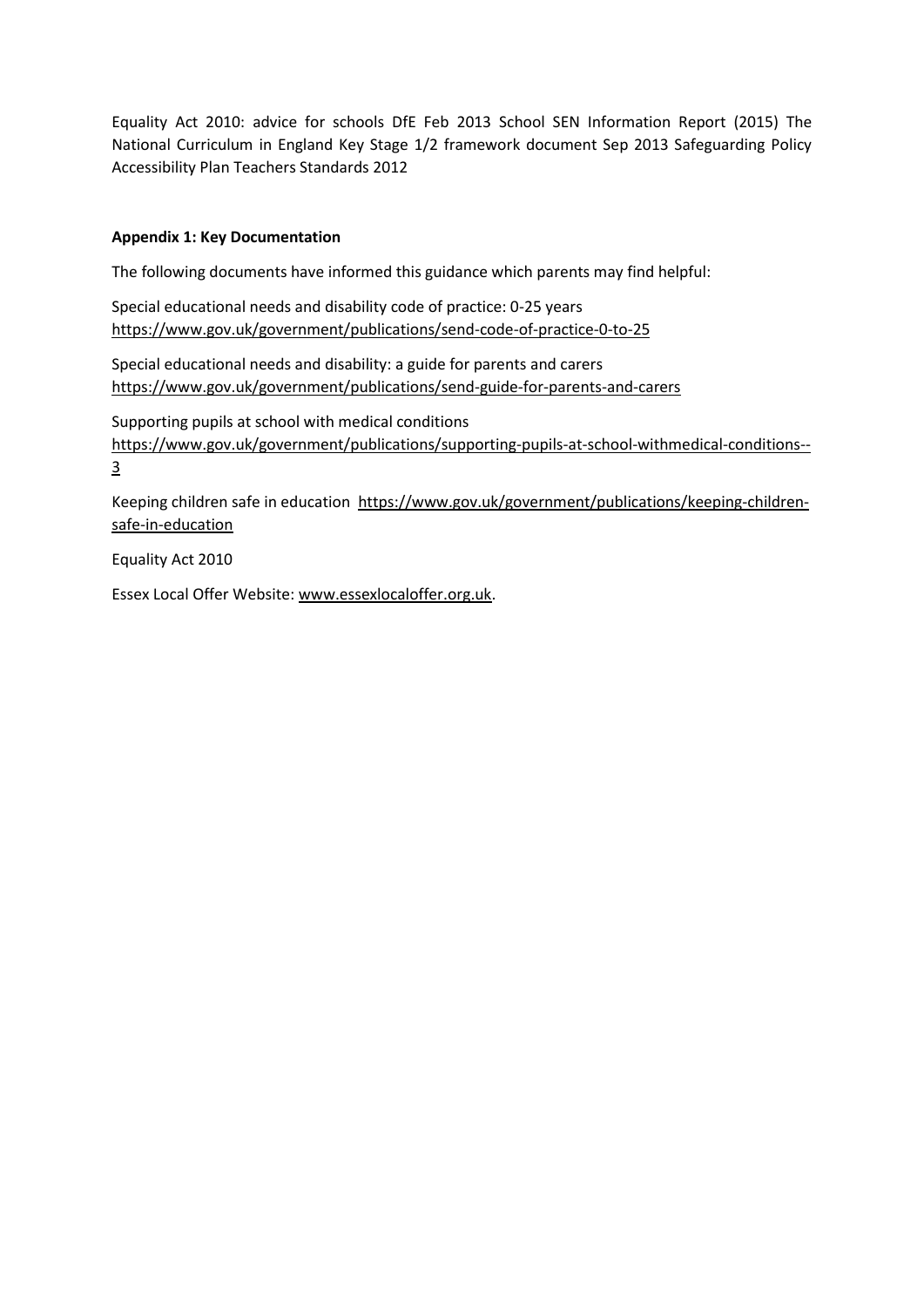Equality Act 2010: advice for schools DfE Feb 2013 School SEN Information Report (2015) The National Curriculum in England Key Stage 1/2 framework document Sep 2013 Safeguarding Policy Accessibility Plan Teachers Standards 2012

**Appendix 1: Key Documentation**

The following documents have informed this guidance which parents may find helpful:

Special educational needs and disability code of practice: 0-25 years
https://www.gov.uk/government/publications/send-code-of-practice-0-to-25

Special educational needs and disability: a guide for parents and carers
https://www.gov.uk/government/publications/send-guide-for-parents-and-carers

Supporting pupils at school with medical conditions
https://www.gov.uk/government/publications/supporting-pupils-at-school-withmedical-conditions--3

Keeping children safe in education https://www.gov.uk/government/publications/keeping-children-safe-in-education

Equality Act 2010

Essex Local Offer Website: www.essexlocaloffer.org.uk.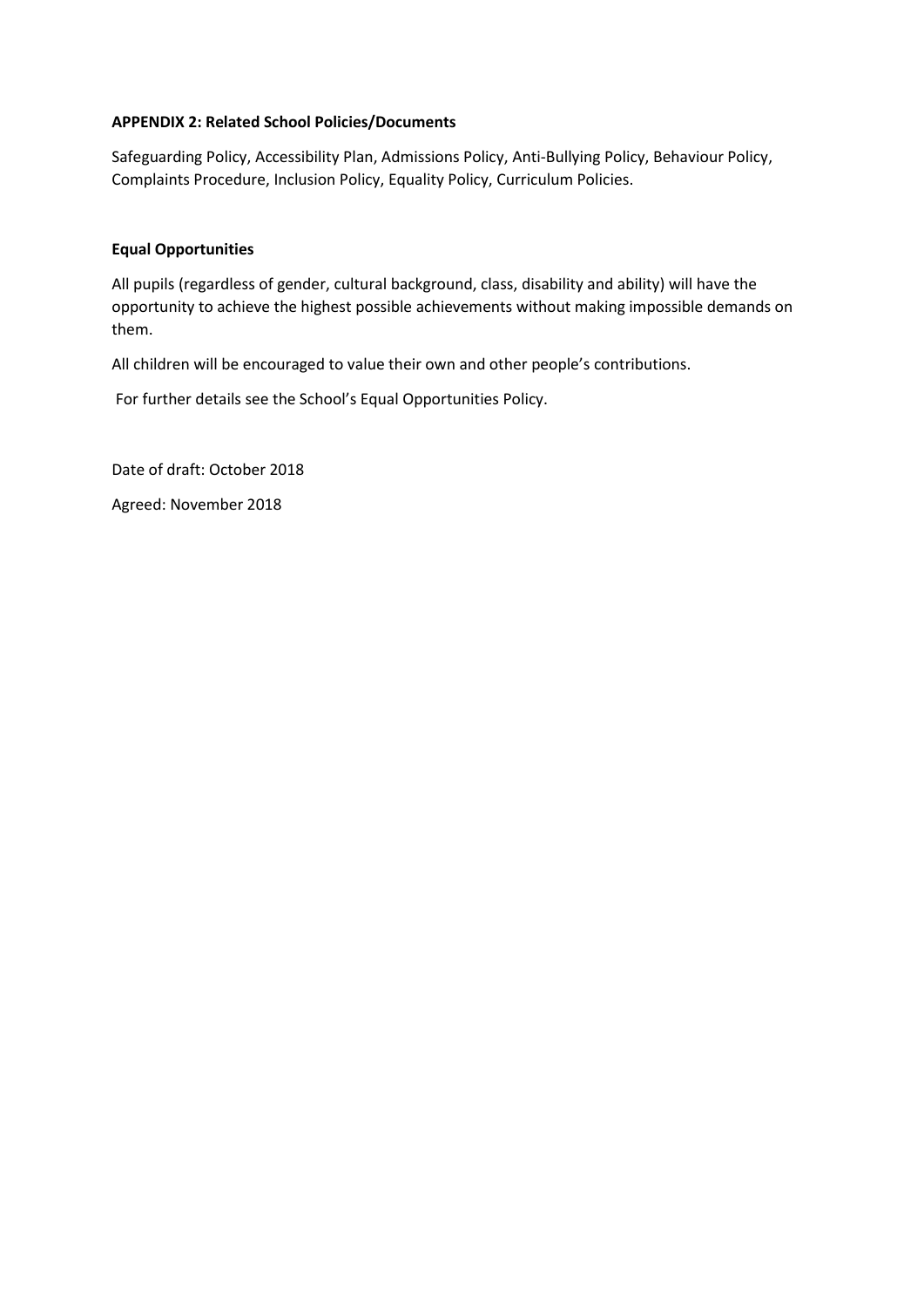**APPENDIX 2: Related School Policies/Documents**

Safeguarding Policy, Accessibility Plan, Admissions Policy, Anti-Bullying Policy, Behaviour Policy, Complaints Procedure, Inclusion Policy, Equality Policy, Curriculum Policies.

**Equal Opportunities**

All pupils (regardless of gender, cultural background, class, disability and ability) will have the opportunity to achieve the highest possible achievements without making impossible demands on them.

All children will be encouraged to value their own and other people's contributions.

For further details see the School's Equal Opportunities Policy.

Date of draft: October 2018

Agreed: November 2018